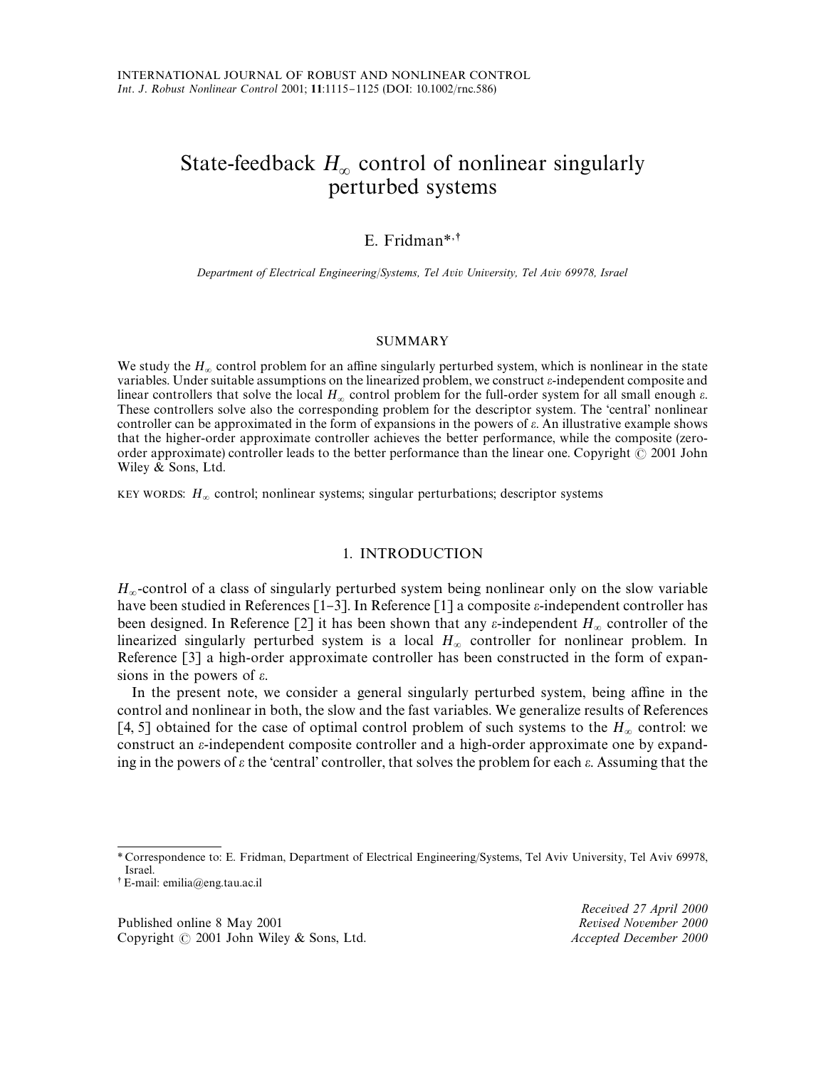# State-feedback $H_\infty$ control of nonlinear singularly perturbed systems

E. Fridman*,†

*Department of Electrical Engineering/Systems, Tel Aviv University, Tel Aviv 69978, Israel*

## SUMMARY

We study the $H_\infty$ control problem for an affine singularly perturbed system, which is nonlinear in the state variables. Under suitable assumptions on the linearized problem, we construct $\varepsilon$-independent composite and linear controllers that solve the local $H_\infty$ control problem for the full-order system for all small enough $\varepsilon$. These controllers solve also the corresponding problem for the descriptor system. The 'central' nonlinear controller can be approximated in the form of expansions in the powers of $\varepsilon$. An illustrative example shows that the higher-order approximate controller achieves the better performance, while the composite (zero-order approximate) controller leads to the better performance than the linear one. Copyright © 2001 John Wiley & Sons, Ltd.

KEY WORDS: $H_\infty$ control; nonlinear systems; singular perturbations; descriptor systems

## 1. INTRODUCTION

$H_\infty$-control of a class of singularly perturbed system being nonlinear only on the slow variable have been studied in References [1–3]. In Reference [1] a composite $\varepsilon$-independent controller has been designed. In Reference [2] it has been shown that any $\varepsilon$-independent $H_\infty$ controller of the linearized singularly perturbed system is a local $H_\infty$ controller for nonlinear problem. In Reference [3] a high-order approximate controller has been constructed in the form of expansions in the powers of $\varepsilon$.

In the present note, we consider a general singularly perturbed system, being affine in the control and nonlinear in both, the slow and the fast variables. We generalize results of References [4, 5] obtained for the case of optimal control problem of such systems to the $H_\infty$ control: we construct an $\varepsilon$-independent composite controller and a high-order approximate one by expanding in the powers of $\varepsilon$ the 'central' controller, that solves the problem for each $\varepsilon$. Assuming that the

---

\* Correspondence to: E. Fridman, Department of Electrical Engineering/Systems, Tel Aviv University, Tel Aviv 69978, Israel.

† E-mail: emilia@eng.tau.ac.il

Published online 8 May 2001

Received 27 April 2000
Revised November 2000
Accepted December 2000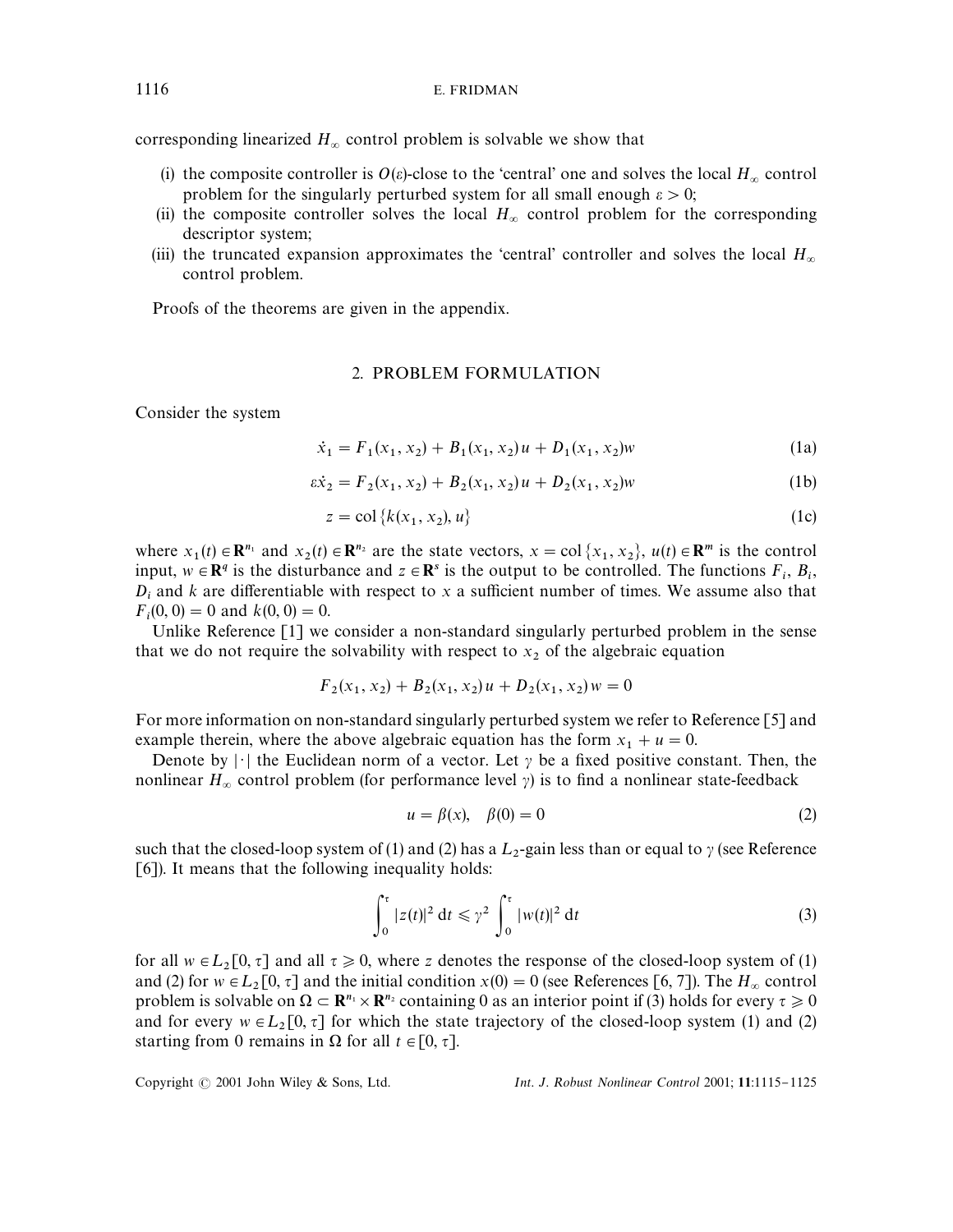corresponding linearized $H_\infty$ control problem is solvable we show that

- (i) the composite controller is $O(\varepsilon)$-close to the 'central' one and solves the local $H_\infty$ control problem for the singularly perturbed system for all small enough $\varepsilon > 0$;
- (ii) the composite controller solves the local $H_\infty$ control problem for the corresponding descriptor system;
- (iii) the truncated expansion approximates the 'central' controller and solves the local $H_\infty$ control problem.

Proofs of the theorems are given in the appendix.

## 2. PROBLEM FORMULATION

Consider the system

$$\dot{x}_1 = F_1(x_1, x_2) + B_1(x_1, x_2)u + D_1(x_1, x_2)w \tag{1a}$$

$$\varepsilon\dot{x}_2 = F_2(x_1, x_2) + B_2(x_1, x_2)u + D_2(x_1, x_2)w \tag{1b}$$

$$z = \mathrm{col}\{k(x_1, x_2), u\} \tag{1c}$$

where $x_1(t) \in \mathbf{R}^{n_1}$ and $x_2(t) \in \mathbf{R}^{n_2}$ are the state vectors, $x = \mathrm{col}\{x_1, x_2\}$, $u(t) \in \mathbf{R}^m$ is the control input, $w \in \mathbf{R}^q$ is the disturbance and $z \in \mathbf{R}^s$ is the output to be controlled. The functions $F_i$, $B_i$, $D_i$ and $k$ are differentiable with respect to $x$ a sufficient number of times. We assume also that $F_i(0, 0) = 0$ and $k(0, 0) = 0$.

Unlike Reference [1] we consider a non-standard singularly perturbed problem in the sense that we do not require the solvability with respect to $x_2$ of the algebraic equation

$$F_2(x_1, x_2) + B_2(x_1, x_2)u + D_2(x_1, x_2)w = 0$$

For more information on non-standard singularly perturbed system we refer to Reference [5] and example therein, where the above algebraic equation has the form $x_1 + u = 0$.

Denote by $|\cdot|$ the Euclidean norm of a vector. Let $\gamma$ be a fixed positive constant. Then, the nonlinear $H_\infty$ control problem (for performance level $\gamma$) is to find a nonlinear state-feedback

$$u = \beta(x), \quad \beta(0) = 0 \tag{2}$$

such that the closed-loop system of (1) and (2) has a $L_2$-gain less than or equal to $\gamma$ (see Reference [6]). It means that the following inequality holds:

$$\int_0^\tau |z(t)|^2 \, \mathrm{d}t \leqslant \gamma^2 \int_0^\tau |w(t)|^2 \, \mathrm{d}t \tag{3}$$

for all $w \in L_2[0, \tau]$ and all $\tau \geqslant 0$, where $z$ denotes the response of the closed-loop system of (1) and (2) for $w \in L_2[0, \tau]$ and the initial condition $x(0) = 0$ (see References [6, 7]). The $H_\infty$ control problem is solvable on $\Omega \subset \mathbf{R}^{n_1} \times \mathbf{R}^{n_2}$ containing 0 as an interior point if (3) holds for every $\tau \geqslant 0$ and for every $w \in L_2[0, \tau]$ for which the state trajectory of the closed-loop system (1) and (2) starting from 0 remains in $\Omega$ for all $t \in [0, \tau]$.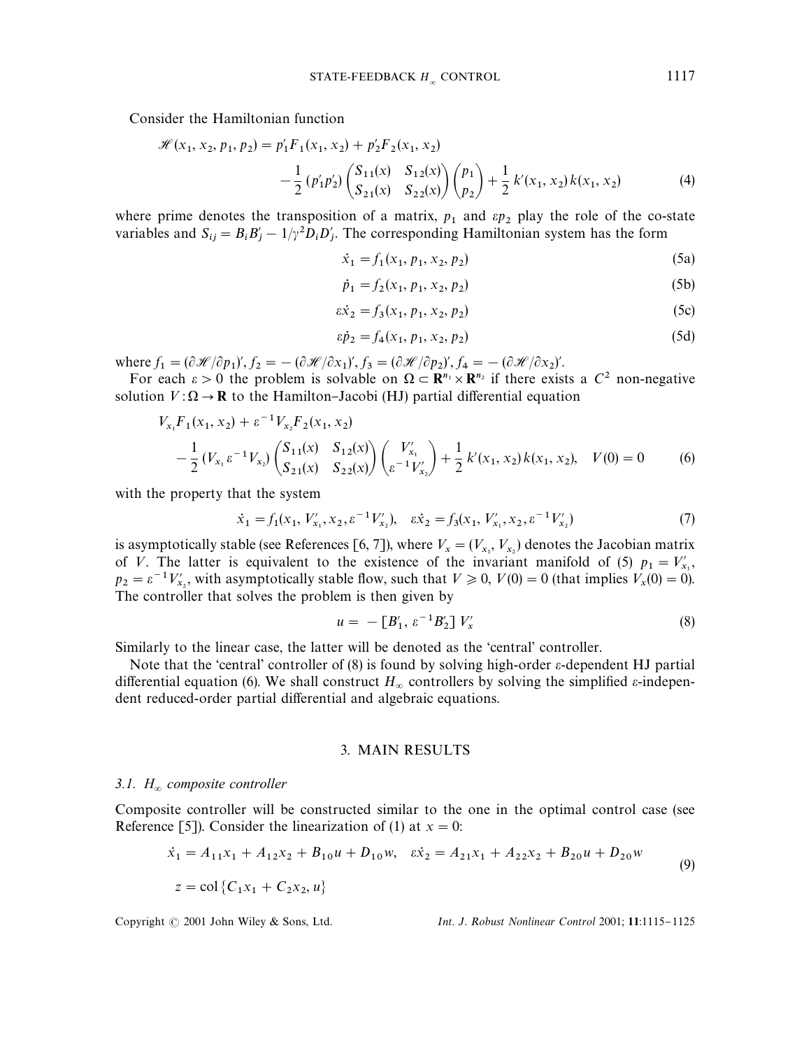Consider the Hamiltonian function

$$\mathscr{H}(x_1, x_2, p_1, p_2) = p_1' F_1(x_1, x_2) + p_2' F_2(x_1, x_2) - \frac{1}{2}(p_1' p_2') \begin{pmatrix} S_{11}(x) & S_{12}(x) \\ S_{21}(x) & S_{22}(x) \end{pmatrix} \begin{pmatrix} p_1 \\ p_2 \end{pmatrix} + \frac{1}{2} k'(x_1, x_2) k(x_1, x_2) \tag{4}$$

where prime denotes the transposition of a matrix, $p_1$ and $\varepsilon p_2$ play the role of the co-state variables and $S_{ij} = B_i B_j' - 1/\gamma^2 D_i D_j'$. The corresponding Hamiltonian system has the form

$$\dot{x}_1 = f_1(x_1, p_1, x_2, p_2) \tag{5a}$$

$$\dot{p}_1 = f_2(x_1, p_1, x_2, p_2) \tag{5b}$$

$$\varepsilon \dot{x}_2 = f_3(x_1, p_1, x_2, p_2) \tag{5c}$$

$$\varepsilon \dot{p}_2 = f_4(x_1, p_1, x_2, p_2) \tag{5d}$$

where $f_1 = (\partial \mathscr{H}/\partial p_1)'$, $f_2 = -(\partial \mathscr{H}/\partial x_1)'$, $f_3 = (\partial \mathscr{H}/\partial p_2)'$, $f_4 = -(\partial \mathscr{H}/\partial x_2)'$.

For each $\varepsilon > 0$ the problem is solvable on $\Omega \subset \mathbf{R}^{n_1} \times \mathbf{R}^{n_2}$ if there exists a $C^2$ non-negative solution $V: \Omega \to \mathbf{R}$ to the Hamilton–Jacobi (HJ) partial differential equation

$$V_{x_1} F_1(x_1, x_2) + \varepsilon^{-1} V_{x_2} F_2(x_1, x_2) - \frac{1}{2}(V_{x_1}\, \varepsilon^{-1} V_{x_2}) \begin{pmatrix} S_{11}(x) & S_{12}(x) \\ S_{21}(x) & S_{22}(x) \end{pmatrix} \begin{pmatrix} V_{x_1}' \\ \varepsilon^{-1} V_{x_2}' \end{pmatrix} + \frac{1}{2} k'(x_1, x_2) k(x_1, x_2), \quad V(0) = 0 \tag{6}$$

with the property that the system

$$\dot{x}_1 = f_1(x_1, V_{x_1}', x_2, \varepsilon^{-1} V_{x_2}'), \quad \varepsilon \dot{x}_2 = f_3(x_1, V_{x_1}', x_2, \varepsilon^{-1} V_{x_2}') \tag{7}$$

is asymptotically stable (see References [6, 7]), where $V_x = (V_{x_1}, V_{x_2})$ denotes the Jacobian matrix of $V$. The latter is equivalent to the existence of the invariant manifold of (5) $p_1 = V_{x_1}'$, $p_2 = \varepsilon^{-1} V_{x_2}'$, with asymptotically stable flow, such that $V \geqslant 0$, $V(0) = 0$ (that implies $V_x(0) = 0$). The controller that solves the problem is then given by

$$u = -[B_1', \varepsilon^{-1} B_2'] \, V_x' \tag{8}$$

Similarly to the linear case, the latter will be denoted as the 'central' controller.

Note that the 'central' controller of (8) is found by solving high-order $\varepsilon$-dependent HJ partial differential equation (6). We shall construct $H_\infty$ controllers by solving the simplified $\varepsilon$-independent reduced-order partial differential and algebraic equations.

## 3. MAIN RESULTS

### 3.1. $H_\infty$ composite controller

Composite controller will be constructed similar to the one in the optimal control case (see Reference [5]). Consider the linearization of (1) at $x = 0$:

$$\begin{aligned} &\dot{x}_1 = A_{11} x_1 + A_{12} x_2 + B_{10} u + D_{10} w, \quad \varepsilon \dot{x}_2 = A_{21} x_1 + A_{22} x_2 + B_{20} u + D_{20} w \\ &z = \operatorname{col}\{C_1 x_1 + C_2 x_2, u\} \end{aligned} \tag{9}$$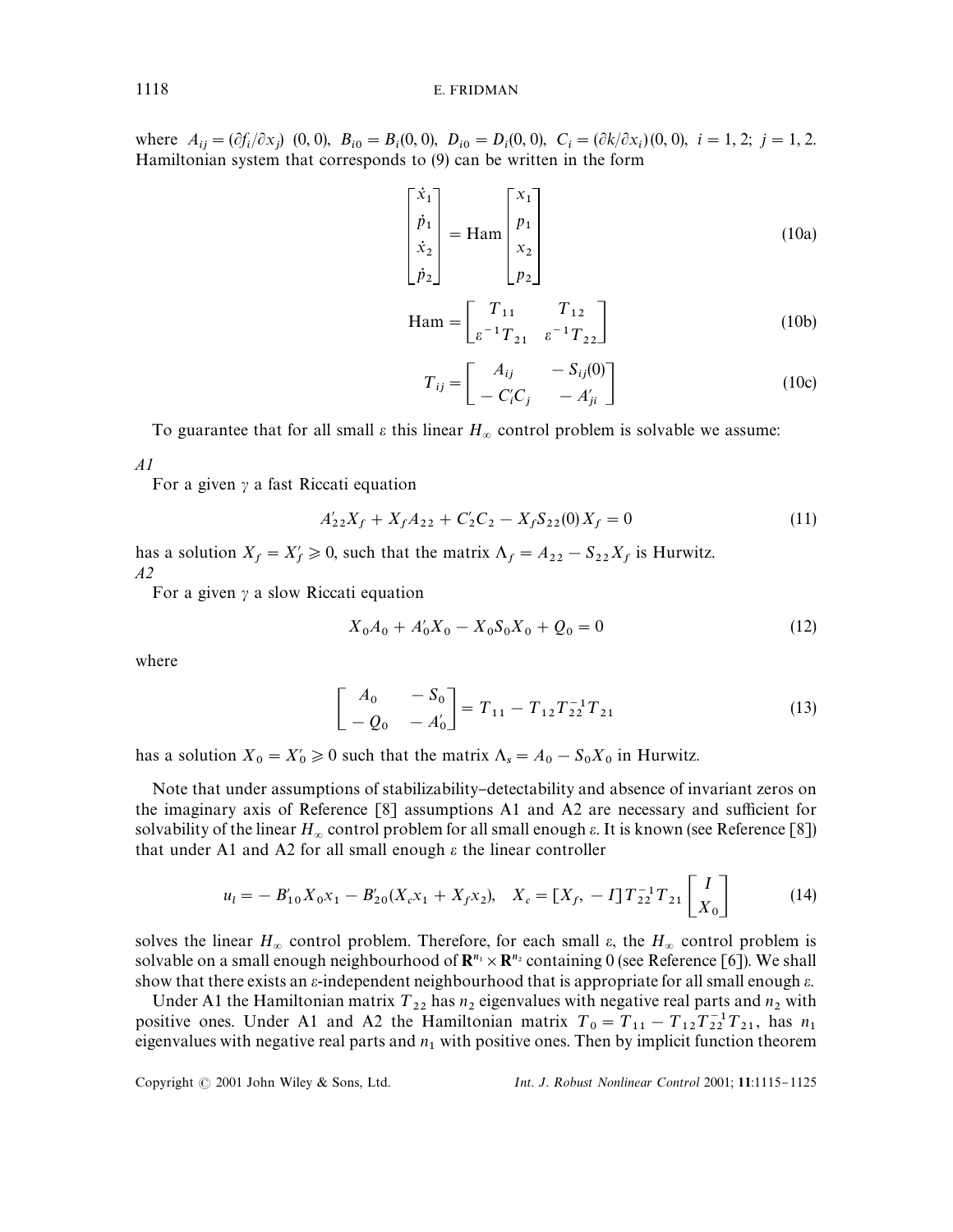where $A_{ij} = (\partial f_i / \partial x_j)\ (0,0),\ B_{i0} = B_i(0,0),\ D_{i0} = D_i(0,0),\ C_i = (\partial k / \partial x_i)(0,0),\ i = 1,2;\ j = 1,2.$ Hamiltonian system that corresponds to (9) can be written in the form

$$\begin{bmatrix} \dot{x}_1 \\ \dot{p}_1 \\ \dot{x}_2 \\ \dot{p}_2 \end{bmatrix} = \text{Ham} \begin{bmatrix} x_1 \\ p_1 \\ x_2 \\ p_2 \end{bmatrix} \tag{10a}$$

$$\text{Ham} = \begin{bmatrix} T_{11} & T_{12} \\ \varepsilon^{-1} T_{21} & \varepsilon^{-1} T_{22} \end{bmatrix} \tag{10b}$$

$$T_{ij} = \begin{bmatrix} A_{ij} & -S_{ij}(0) \\ -C_i' C_j & -A_{ji}' \end{bmatrix} \tag{10c}$$

To guarantee that for all small $\varepsilon$ this linear $H_\infty$ control problem is solvable we assume:

*A1*

For a given $\gamma$ a fast Riccati equation

$$A_{22}' X_f + X_f A_{22} + C_2' C_2 - X_f S_{22}(0) X_f = 0 \tag{11}$$

has a solution $X_f = X_f' \geqslant 0$, such that the matrix $\Lambda_f = A_{22} - S_{22} X_f$ is Hurwitz.

*A2*

For a given $\gamma$ a slow Riccati equation

$$X_0 A_0 + A_0' X_0 - X_0 S_0 X_0 + Q_0 = 0 \tag{12}$$

where

$$\begin{bmatrix} A_0 & -S_0 \\ -Q_0 & -A_0' \end{bmatrix} = T_{11} - T_{12} T_{22}^{-1} T_{21} \tag{13}$$

has a solution $X_0 = X_0' \geqslant 0$ such that the matrix $\Lambda_s = A_0 - S_0 X_0$ in Hurwitz.

Note that under assumptions of stabilizability–detectability and absence of invariant zeros on the imaginary axis of Reference [8] assumptions A1 and A2 are necessary and sufficient for solvability of the linear $H_\infty$ control problem for all small enough $\varepsilon$. It is known (see Reference [8]) that under A1 and A2 for all small enough $\varepsilon$ the linear controller

$$u_l = -B_{10}' X_0 x_1 - B_{20}' (X_c x_1 + X_f x_2), \quad X_c = [X_f, -I] T_{22}^{-1} T_{21} \begin{bmatrix} I \\ X_0 \end{bmatrix} \tag{14}$$

solves the linear $H_\infty$ control problem. Therefore, for each small $\varepsilon$, the $H_\infty$ control problem is solvable on a small enough neighbourhood of $\mathbf{R}^{n_1} \times \mathbf{R}^{n_2}$ containing 0 (see Reference [6]). We shall show that there exists an $\varepsilon$-independent neighbourhood that is appropriate for all small enough $\varepsilon$.

Under A1 the Hamiltonian matrix $T_{22}$ has $n_2$ eigenvalues with negative real parts and $n_2$ with positive ones. Under A1 and A2 the Hamiltonian matrix $T_0 = T_{11} - T_{12} T_{22}^{-1} T_{21}$, has $n_1$ eigenvalues with negative real parts and $n_1$ with positive ones. Then by implicit function theorem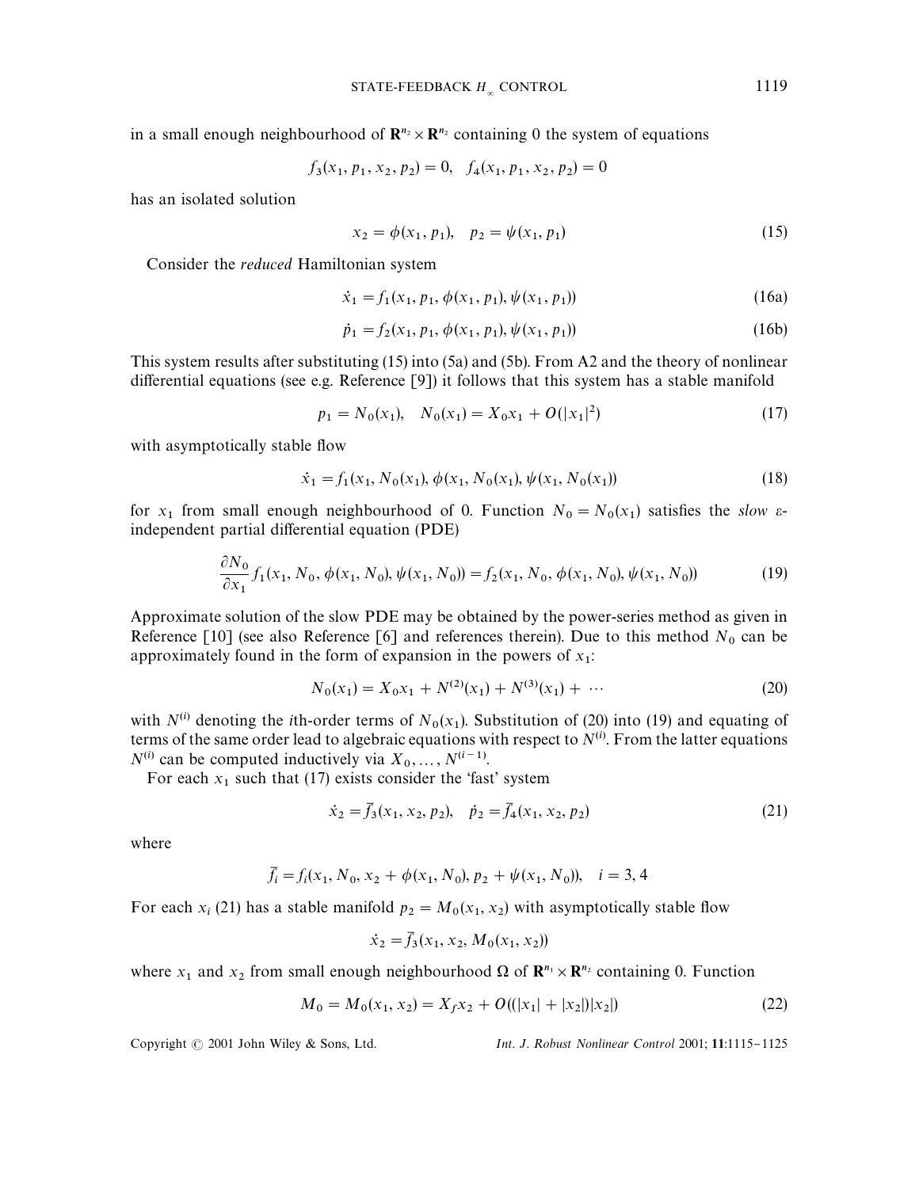in a small enough neighbourhood of $\mathbf{R}^{n_2} \times \mathbf{R}^{n_2}$ containing 0 the system of equations

$$f_3(x_1, p_1, x_2, p_2) = 0, \quad f_4(x_1, p_1, x_2, p_2) = 0$$

has an isolated solution

$$x_2 = \phi(x_1, p_1), \quad p_2 = \psi(x_1, p_1) \tag{15}$$

Consider the *reduced* Hamiltonian system

$$\dot{x}_1 = f_1(x_1, p_1, \phi(x_1, p_1), \psi(x_1, p_1)) \tag{16a}$$

$$\dot{p}_1 = f_2(x_1, p_1, \phi(x_1, p_1), \psi(x_1, p_1)) \tag{16b}$$

This system results after substituting (15) into (5a) and (5b). From A2 and the theory of nonlinear differential equations (see e.g. Reference [9]) it follows that this system has a stable manifold

$$p_1 = N_0(x_1), \quad N_0(x_1) = X_0 x_1 + O(|x_1|^2) \tag{17}$$

with asymptotically stable flow

$$\dot{x}_1 = f_1(x_1, N_0(x_1), \phi(x_1, N_0(x_1)), \psi(x_1, N_0(x_1))) \tag{18}$$

for $x_1$ from small enough neighbourhood of 0. Function $N_0 = N_0(x_1)$ satisfies the *slow* $\varepsilon$-independent partial differential equation (PDE)

$$\frac{\partial N_0}{\partial x_1} f_1(x_1, N_0, \phi(x_1, N_0), \psi(x_1, N_0)) = f_2(x_1, N_0, \phi(x_1, N_0), \psi(x_1, N_0)) \tag{19}$$

Approximate solution of the slow PDE may be obtained by the power-series method as given in Reference [10] (see also Reference [6] and references therein). Due to this method $N_0$ can be approximately found in the form of expansion in the powers of $x_1$:

$$N_0(x_1) = X_0 x_1 + N^{(2)}(x_1) + N^{(3)}(x_1) + \cdots \tag{20}$$

with $N^{(i)}$ denoting the $i$th-order terms of $N_0(x_1)$. Substitution of (20) into (19) and equating of terms of the same order lead to algebraic equations with respect to $N^{(i)}$. From the latter equations $N^{(i)}$ can be computed inductively via $X_0, \ldots, N^{(i-1)}$.

For each $x_1$ such that (17) exists consider the 'fast' system

$$\dot{x}_2 = \bar{f}_3(x_1, x_2, p_2), \quad \dot{p}_2 = \bar{f}_4(x_1, x_2, p_2) \tag{21}$$

where

$$\bar{f}_i = f_i(x_1, N_0, x_2 + \phi(x_1, N_0), p_2 + \psi(x_1, N_0)), \quad i = 3, 4$$

For each $x_i$ (21) has a stable manifold $p_2 = M_0(x_1, x_2)$ with asymptotically stable flow

$$\dot{x}_2 = \bar{f}_3(x_1, x_2, M_0(x_1, x_2))$$

where $x_1$ and $x_2$ from small enough neighbourhood $\Omega$ of $\mathbf{R}^{n_1} \times \mathbf{R}^{n_2}$ containing 0. Function

$$M_0 = M_0(x_1, x_2) = X_f x_2 + O((|x_1| + |x_2|)|x_2|) \tag{22}$$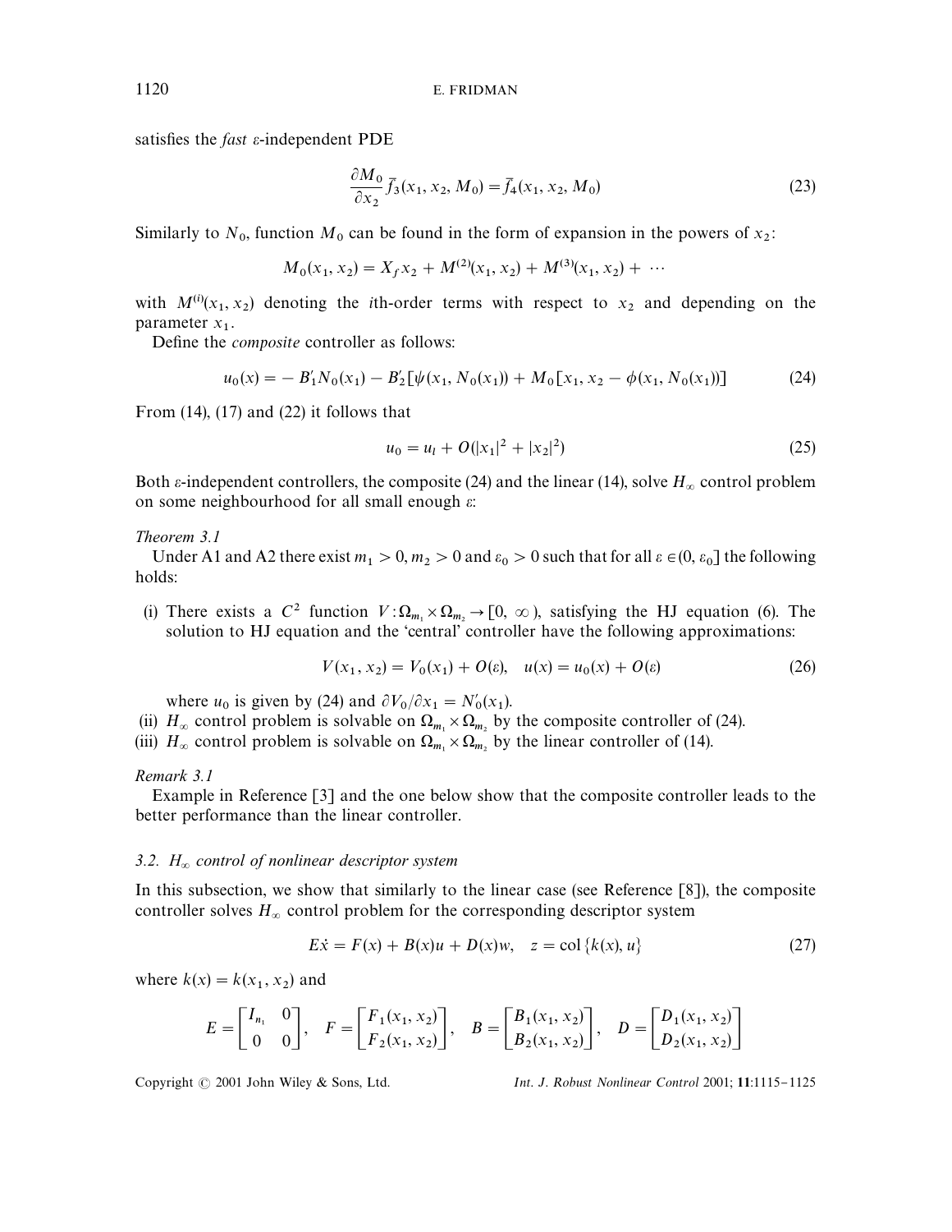satisfies the *fast* $\varepsilon$-independent PDE

$$\frac{\partial M_0}{\partial x_2}\bar{f}_3(x_1, x_2, M_0) = \bar{f}_4(x_1, x_2, M_0) \tag{23}$$

Similarly to $N_0$, function $M_0$ can be found in the form of expansion in the powers of $x_2$:

$$M_0(x_1, x_2) = X_f x_2 + M^{(2)}(x_1, x_2) + M^{(3)}(x_1, x_2) + \cdots$$

with $M^{(i)}(x_1, x_2)$ denoting the $i$th-order terms with respect to $x_2$ and depending on the parameter $x_1$.

Define the *composite* controller as follows:

$$u_0(x) = -B_1' N_0(x_1) - B_2'[\psi(x_1, N_0(x_1)) + M_0[x_1, x_2 - \phi(x_1, N_0(x_1))] \tag{24}$$

From (14), (17) and (22) it follows that

$$u_0 = u_l + O(|x_1|^2 + |x_2|^2) \tag{25}$$

Both $\varepsilon$-independent controllers, the composite (24) and the linear (14), solve $H_\infty$ control problem on some neighbourhood for all small enough $\varepsilon$:

*Theorem 3.1*

Under A1 and A2 there exist $m_1 > 0$, $m_2 > 0$ and $\varepsilon_0 > 0$ such that for all $\varepsilon \in (0, \varepsilon_0]$ the following holds:

(i) There exists a $C^2$ function $V: \Omega_{m_1} \times \Omega_{m_2} \to [0, \infty)$, satisfying the HJ equation (6). The solution to HJ equation and the 'central' controller have the following approximations:

$$V(x_1, x_2) = V_0(x_1) + O(\varepsilon), \quad u(x) = u_0(x) + O(\varepsilon) \tag{26}$$

where $u_0$ is given by (24) and $\partial V_0/\partial x_1 = N_0'(x_1)$.

(ii) $H_\infty$ control problem is solvable on $\Omega_{m_1} \times \Omega_{m_2}$ by the composite controller of (24).

(iii) $H_\infty$ control problem is solvable on $\Omega_{m_1} \times \Omega_{m_2}$ by the linear controller of (14).

*Remark 3.1*

Example in Reference [3] and the one below show that the composite controller leads to the better performance than the linear controller.

### 3.2. $H_\infty$ control of nonlinear descriptor system

In this subsection, we show that similarly to the linear case (see Reference [8]), the composite controller solves $H_\infty$ control problem for the corresponding descriptor system

$$E\dot{x} = F(x) + B(x)u + D(x)w, \quad z = \text{col}\{k(x), u\} \tag{27}$$

where $k(x) = k(x_1, x_2)$ and

$$E = \begin{bmatrix} I_{n_1} & 0 \\ 0 & 0 \end{bmatrix}, \quad F = \begin{bmatrix} F_1(x_1, x_2) \\ F_2(x_1, x_2) \end{bmatrix}, \quad B = \begin{bmatrix} B_1(x_1, x_2) \\ B_2(x_1, x_2) \end{bmatrix}, \quad D = \begin{bmatrix} D_1(x_1, x_2) \\ D_2(x_1, x_2) \end{bmatrix}$$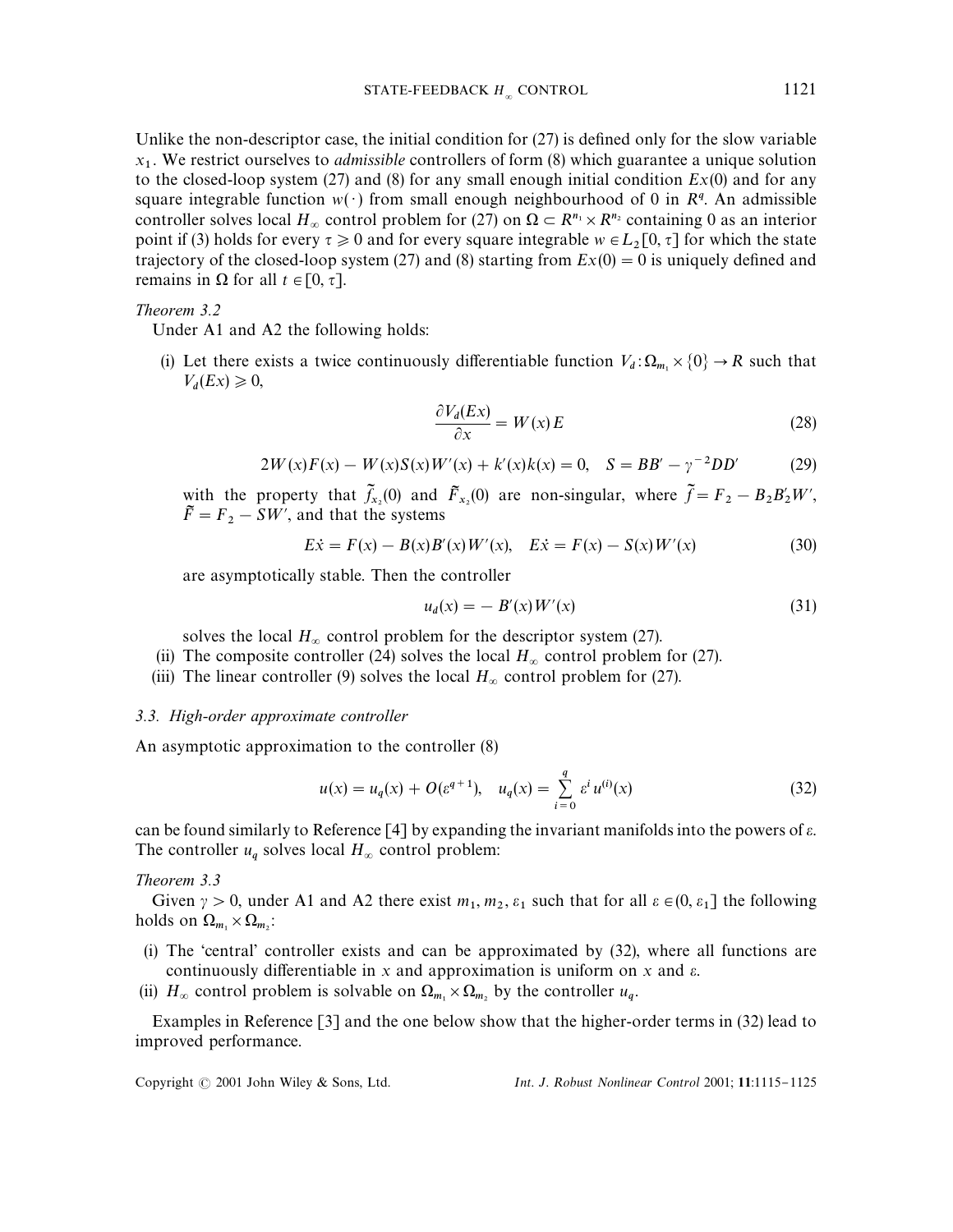Unlike the non-descriptor case, the initial condition for (27) is defined only for the slow variable $x_1$. We restrict ourselves to *admissible* controllers of form (8) which guarantee a unique solution to the closed-loop system (27) and (8) for any small enough initial condition $Ex(0)$ and for any square integrable function $w(\cdot)$ from small enough neighbourhood of 0 in $R^q$. An admissible controller solves local $H_\infty$ control problem for (27) on $\Omega \subset R^{n_1} \times R^{n_2}$ containing 0 as an interior point if (3) holds for every $\tau \geqslant 0$ and for every square integrable $w \in L_2[0, \tau]$ for which the state trajectory of the closed-loop system (27) and (8) starting from $Ex(0) = 0$ is uniquely defined and remains in $\Omega$ for all $t \in [0, \tau]$.

*Theorem 3.2*

Under A1 and A2 the following holds:

(i) Let there exists a twice continuously differentiable function $V_d : \Omega_{m_1} \times \{0\} \to R$ such that $V_d(Ex) \geqslant 0$,

$$\frac{\partial V_d(Ex)}{\partial x} = W(x)E \tag{28}$$

$$2W(x)F(x) - W(x)S(x)W'(x) + k'(x)k(x) = 0, \quad S = BB' - \gamma^{-2}DD' \tag{29}$$

with the property that $\tilde{f}_{x_2}(0)$ and $\tilde{F}_{x_2}(0)$ are non-singular, where $\tilde{f} = F_2 - B_2 B_2' W'$, $\tilde{F} = F_2 - SW'$, and that the systems

$$E\dot{x} = F(x) - B(x)B'(x)W'(x), \quad E\dot{x} = F(x) - S(x)W'(x) \tag{30}$$

are asymptotically stable. Then the controller

$$u_d(x) = -B'(x)W'(x) \tag{31}$$

solves the local $H_\infty$ control problem for the descriptor system (27).

(ii) The composite controller (24) solves the local $H_\infty$ control problem for (27).

(iii) The linear controller (9) solves the local $H_\infty$ control problem for (27).

### 3.3. High-order approximate controller

An asymptotic approximation to the controller (8)

$$u(x) = u_q(x) + O(\varepsilon^{q+1}), \quad u_q(x) = \sum_{i=0}^{q} \varepsilon^i u^{(i)}(x) \tag{32}$$

can be found similarly to Reference [4] by expanding the invariant manifolds into the powers of $\varepsilon$. The controller $u_q$ solves local $H_\infty$ control problem:

*Theorem 3.3*

Given $\gamma > 0$, under A1 and A2 there exist $m_1, m_2, \varepsilon_1$ such that for all $\varepsilon \in (0, \varepsilon_1]$ the following holds on $\Omega_{m_1} \times \Omega_{m_2}$:

(i) The 'central' controller exists and can be approximated by (32), where all functions are continuously differentiable in $x$ and approximation is uniform on $x$ and $\varepsilon$.

(ii) $H_\infty$ control problem is solvable on $\Omega_{m_1} \times \Omega_{m_2}$ by the controller $u_q$.

Examples in Reference [3] and the one below show that the higher-order terms in (32) lead to improved performance.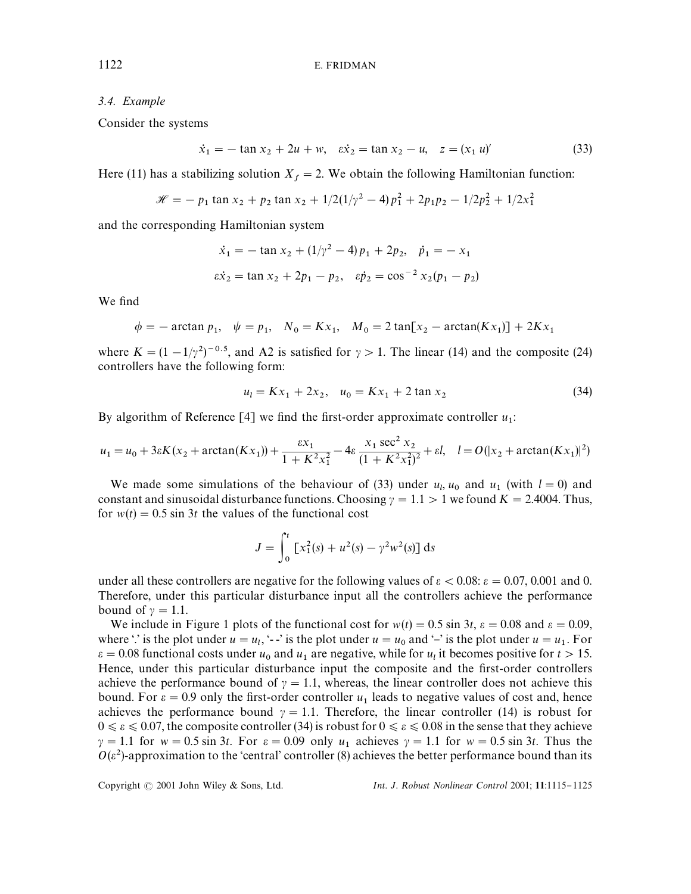### 3.4. Example

Consider the systems

$$\dot{x}_1 = -\tan x_2 + 2u + w, \quad \varepsilon\dot{x}_2 = \tan x_2 - u, \quad z = (x_1\ u)' \tag{33}$$

Here (11) has a stabilizing solution $X_f = 2$. We obtain the following Hamiltonian function:

$$\mathscr{H} = -p_1 \tan x_2 + p_2 \tan x_2 + 1/2(1/\gamma^2 - 4)p_1^2 + 2p_1 p_2 - 1/2 p_2^2 + 1/2 x_1^2$$

and the corresponding Hamiltonian system

$$\dot{x}_1 = -\tan x_2 + (1/\gamma^2 - 4)p_1 + 2p_2, \quad \dot{p}_1 = -x_1$$

$$\varepsilon\dot{x}_2 = \tan x_2 + 2p_1 - p_2, \quad \varepsilon\dot{p}_2 = \cos^{-2} x_2 (p_1 - p_2)$$

We find

$$\phi = -\arctan p_1, \quad \psi = p_1, \quad N_0 = Kx_1, \quad M_0 = 2\tan[x_2 - \arctan(Kx_1)] + 2Kx_1$$

where $K = (1 - 1/\gamma^2)^{-0.5}$, and A2 is satisfied for $\gamma > 1$. The linear (14) and the composite (24) controllers have the following form:

$$u_l = Kx_1 + 2x_2, \quad u_0 = Kx_1 + 2\tan x_2 \tag{34}$$

By algorithm of Reference [4] we find the first-order approximate controller $u_1$:

$$u_1 = u_0 + 3\varepsilon K(x_2 + \arctan(Kx_1)) + \frac{\varepsilon x_1}{1 + K^2 x_1^2} - 4\varepsilon \frac{x_1 \sec^2 x_2}{(1 + K^2 x_1^2)^2} + \varepsilon l, \quad l = O(|x_2 + \arctan(Kx_1)|^2)$$

We made some simulations of the behaviour of (33) under $u_l, u_0$ and $u_1$ (with $l = 0$) and constant and sinusoidal disturbance functions. Choosing $\gamma = 1.1 > 1$ we found $K = 2.4004$. Thus, for $w(t) = 0.5 \sin 3t$ the values of the functional cost

$$J = \int_0^t [x_1^2(s) + u^2(s) - \gamma^2 w^2(s)]\, \mathrm{d}s$$

under all these controllers are negative for the following values of $\varepsilon < 0.08$: $\varepsilon = 0.07, 0.001$ and 0. Therefore, under this particular disturbance input all the controllers achieve the performance bound of $\gamma = 1.1$.

We include in Figure 1 plots of the functional cost for $w(t) = 0.5 \sin 3t$, $\varepsilon = 0.08$ and $\varepsilon = 0.09$, where '.' is the plot under $u = u_l$, '- -' is the plot under $u = u_0$ and '–' is the plot under $u = u_1$. For $\varepsilon = 0.08$ functional costs under $u_0$ and $u_1$ are negative, while for $u_l$ it becomes positive for $t > 15$. Hence, under this particular disturbance input the composite and the first-order controllers achieve the performance bound of $\gamma = 1.1$, whereas, the linear controller does not achieve this bound. For $\varepsilon = 0.9$ only the first-order controller $u_1$ leads to negative values of cost and, hence achieves the performance bound $\gamma = 1.1$. Therefore, the linear controller (14) is robust for $0 \leqslant \varepsilon \leqslant 0.07$, the composite controller (34) is robust for $0 \leqslant \varepsilon \leqslant 0.08$ in the sense that they achieve $\gamma = 1.1$ for $w = 0.5 \sin 3t$. For $\varepsilon = 0.09$ only $u_1$ achieves $\gamma = 1.1$ for $w = 0.5 \sin 3t$. Thus the $O(\varepsilon^2)$-approximation to the 'central' controller (8) achieves the better performance bound than its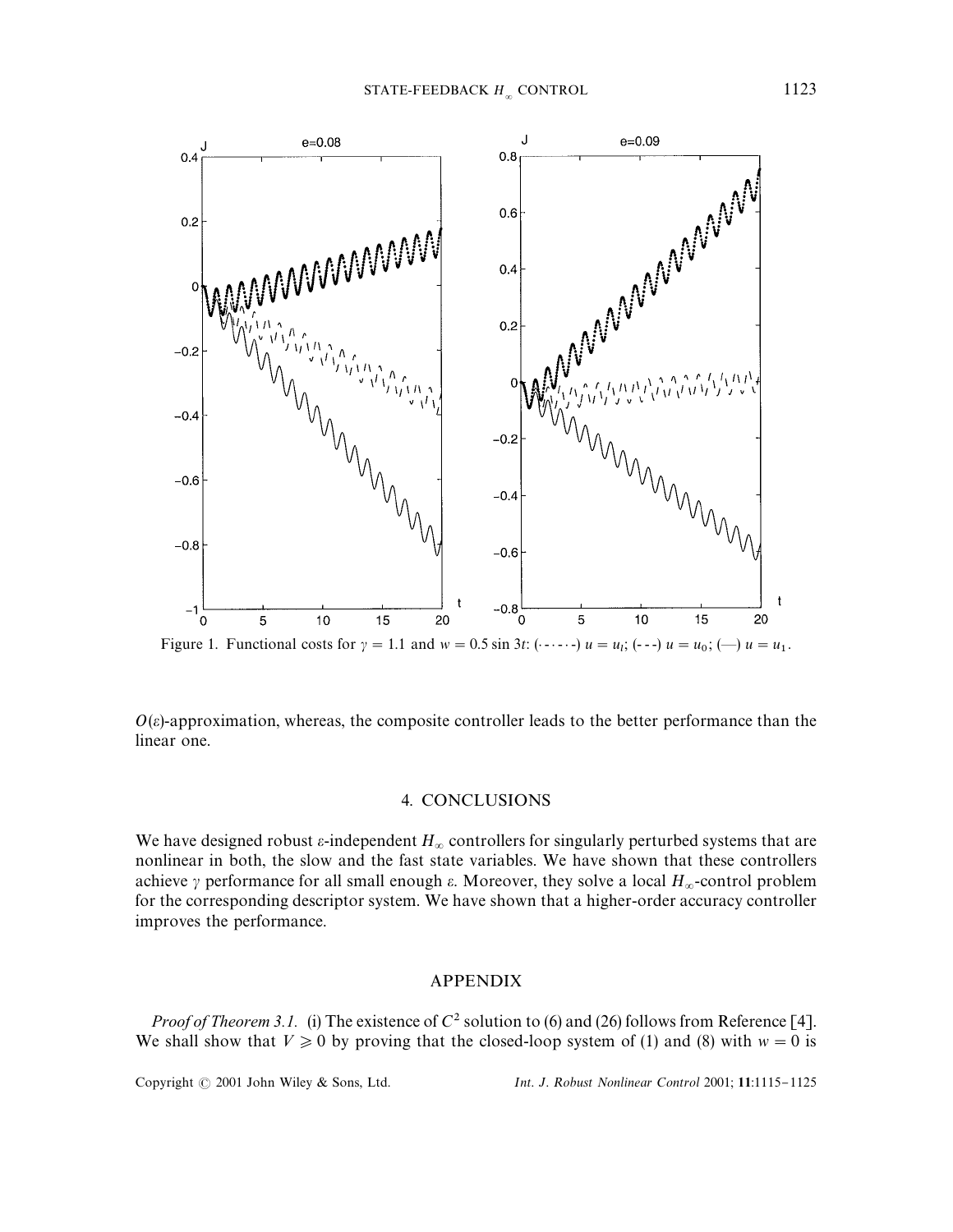Figure 1. Functional costs for $\gamma = 1.1$ and $w = 0.5 \sin 3t$: (-·-·-·-) $u = u_l$; (- - -) $u = u_0$; (—) $u = u_1$.

$O(\varepsilon)$-approximation, whereas, the composite controller leads to the better performance than the linear one.

## 4. CONCLUSIONS

We have designed robust $\varepsilon$-independent $H_\infty$ controllers for singularly perturbed systems that are nonlinear in both, the slow and the fast state variables. We have shown that these controllers achieve $\gamma$ performance for all small enough $\varepsilon$. Moreover, they solve a local $H_\infty$-control problem for the corresponding descriptor system. We have shown that a higher-order accuracy controller improves the performance.

## APPENDIX

*Proof of Theorem 3.1.* (i) The existence of $C^2$ solution to (6) and (26) follows from Reference [4]. We shall show that $V \geqslant 0$ by proving that the closed-loop system of (1) and (8) with $w = 0$ is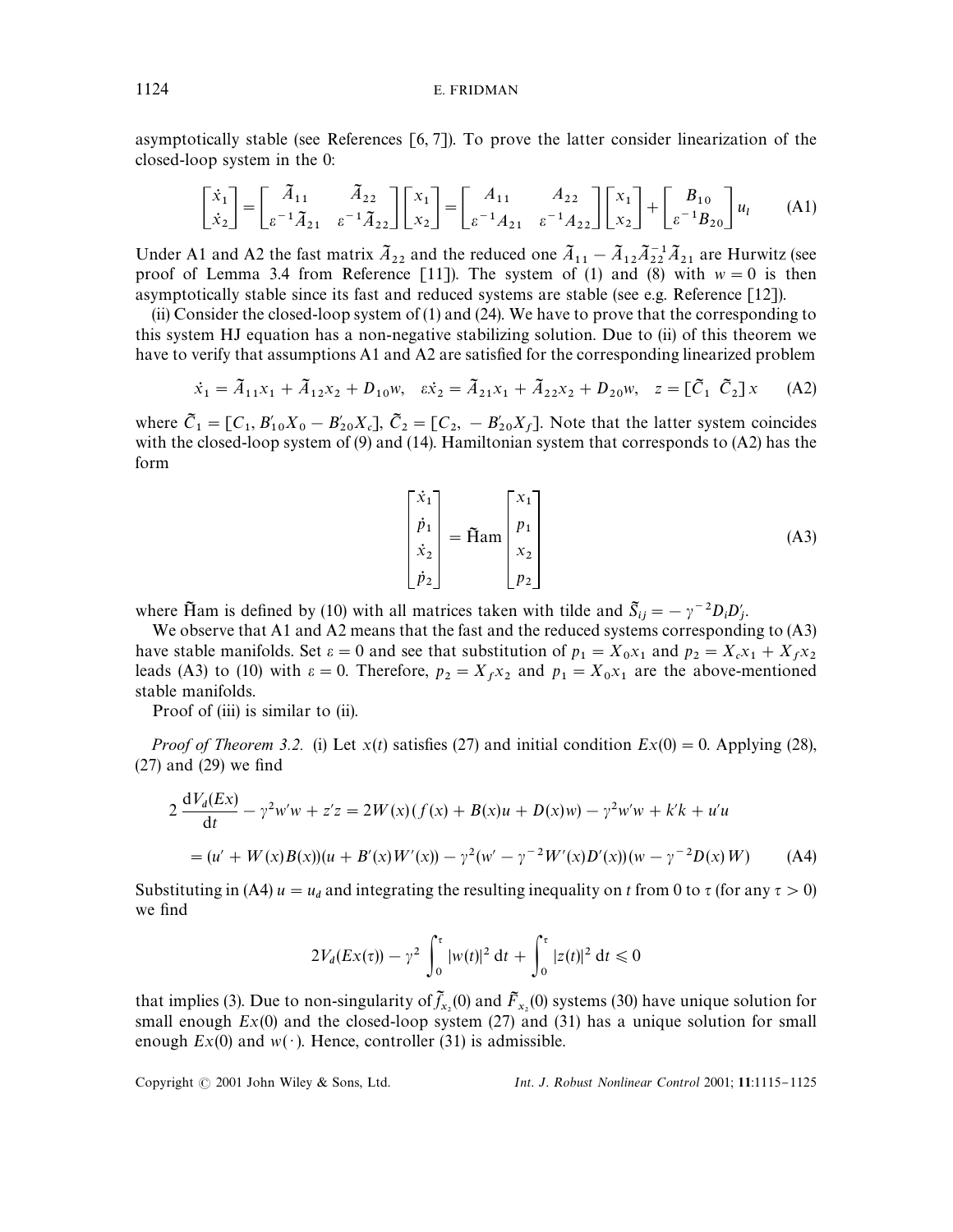asymptotically stable (see References [6, 7]). To prove the latter consider linearization of the closed-loop system in the 0:

$$\begin{bmatrix} \dot{x}_1 \\ \dot{x}_2 \end{bmatrix} = \begin{bmatrix} \tilde{A}_{11} & \tilde{A}_{22} \\ \varepsilon^{-1}\tilde{A}_{21} & \varepsilon^{-1}\tilde{A}_{22} \end{bmatrix} \begin{bmatrix} x_1 \\ x_2 \end{bmatrix} = \begin{bmatrix} A_{11} & A_{22} \\ \varepsilon^{-1}A_{21} & \varepsilon^{-1}A_{22} \end{bmatrix} \begin{bmatrix} x_1 \\ x_2 \end{bmatrix} + \begin{bmatrix} B_{10} \\ \varepsilon^{-1}B_{20} \end{bmatrix} u_l \tag{A1}$$

Under A1 and A2 the fast matrix $\tilde{A}_{22}$ and the reduced one $\tilde{A}_{11} - \tilde{A}_{12}\tilde{A}_{22}^{-1}\tilde{A}_{21}$ are Hurwitz (see proof of Lemma 3.4 from Reference [11]). The system of (1) and (8) with $w = 0$ is then asymptotically stable since its fast and reduced systems are stable (see e.g. Reference [12]).

(ii) Consider the closed-loop system of (1) and (24). We have to prove that the corresponding to this system HJ equation has a non-negative stabilizing solution. Due to (ii) of this theorem we have to verify that assumptions A1 and A2 are satisfied for the corresponding linearized problem

$$\dot{x}_1 = \tilde{A}_{11}x_1 + \tilde{A}_{12}x_2 + D_{10}w, \quad \varepsilon\dot{x}_2 = \tilde{A}_{21}x_1 + \tilde{A}_{22}x_2 + D_{20}w, \quad z = [\tilde{C}_1 \;\; \tilde{C}_2]\, x \tag{A2}$$

where $\tilde{C}_1 = [C_1, B_{10}'X_0 - B_{20}'X_c]$, $\tilde{C}_2 = [C_2, \; -B_{20}'X_f]$. Note that the latter system coincides with the closed-loop system of (9) and (14). Hamiltonian system that corresponds to (A2) has the form

$$\begin{bmatrix} \dot{x}_1 \\ \dot{p}_1 \\ \dot{x}_2 \\ \dot{p}_2 \end{bmatrix} = \widetilde{\text{Ham}} \begin{bmatrix} x_1 \\ p_1 \\ x_2 \\ p_2 \end{bmatrix} \tag{A3}$$

where $\widetilde{\text{Ham}}$ is defined by (10) with all matrices taken with tilde and $\tilde{S}_{ij} = -\gamma^{-2}D_iD_j'$.

We observe that A1 and A2 means that the fast and the reduced systems corresponding to (A3) have stable manifolds. Set $\varepsilon = 0$ and see that substitution of $p_1 = X_0x_1$ and $p_2 = X_cx_1 + X_fx_2$ leads (A3) to (10) with $\varepsilon = 0$. Therefore, $p_2 = X_fx_2$ and $p_1 = X_0x_1$ are the above-mentioned stable manifolds.

Proof of (iii) is similar to (ii).

*Proof of Theorem 3.2.* (i) Let $x(t)$ satisfies (27) and initial condition $Ex(0) = 0$. Applying (28), (27) and (29) we find

$$\begin{aligned} 2\,\frac{\mathrm{d}V_d(Ex)}{\mathrm{d}t} - \gamma^2 w'w + z'z &= 2W(x)(f(x) + B(x)u + D(x)w) - \gamma^2 w'w + k'k + u'u \\ &= (u' + W(x)B(x))(u + B'(x)W'(x)) - \gamma^2(w' - \gamma^{-2}W'(x)D'(x))(w - \gamma^{-2}D(x)W) \end{aligned} \tag{A4}$$

Substituting in (A4) $u = u_d$ and integrating the resulting inequality on $t$ from 0 to $\tau$ (for any $\tau > 0$) we find

$$2V_d(Ex(\tau)) - \gamma^2 \int_0^\tau |w(t)|^2 \, \mathrm{d}t + \int_0^\tau |z(t)|^2 \, \mathrm{d}t \leqslant 0$$

that implies (3). Due to non-singularity of $\tilde{f}_{x_2}(0)$ and $\tilde{F}_{x_2}(0)$ systems (30) have unique solution for small enough $Ex(0)$ and the closed-loop system (27) and (31) has a unique solution for small enough $Ex(0)$ and $w(\cdot)$. Hence, controller (31) is admissible.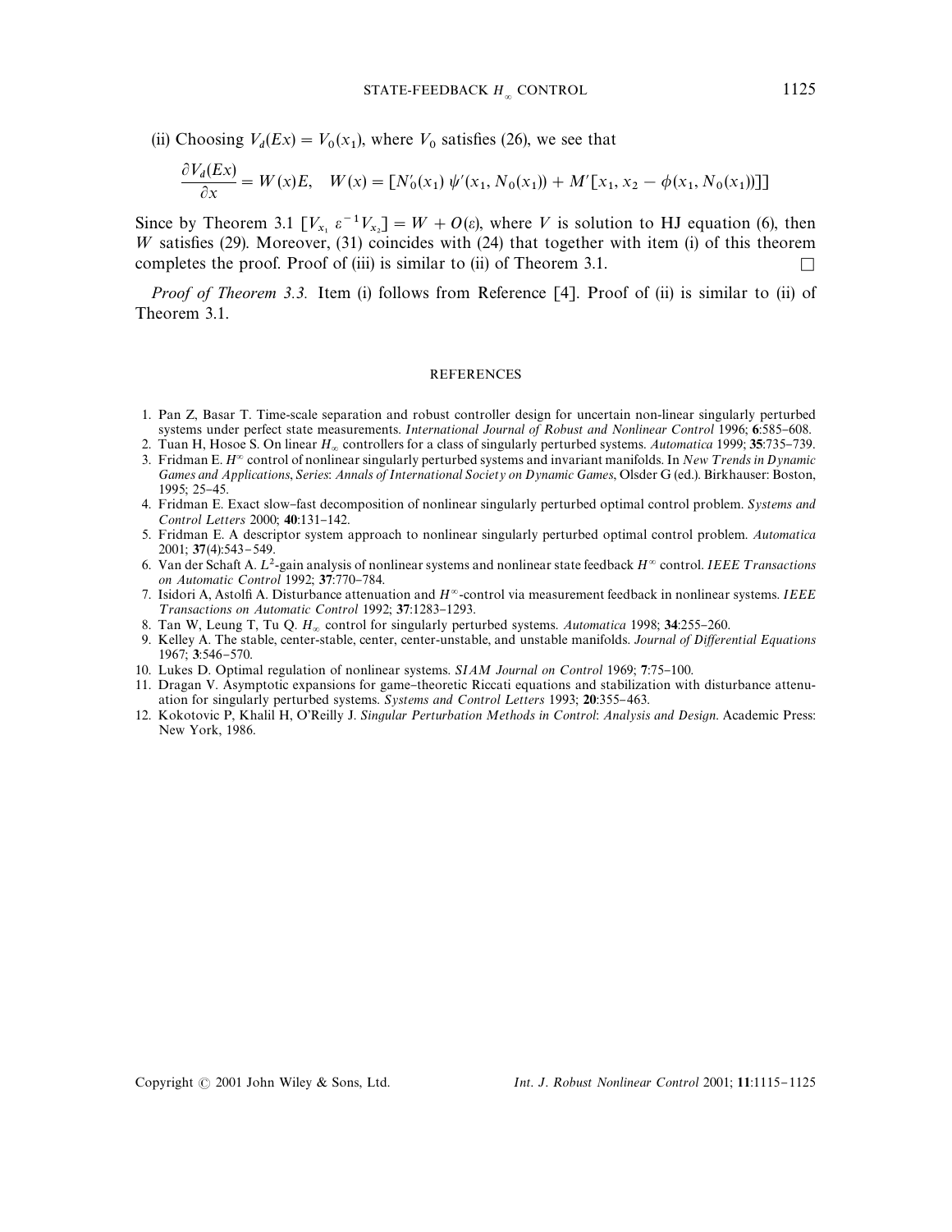(ii) Choosing $V_d(Ex) = V_0(x_1)$, where $V_0$ satisfies (26), we see that

$$\frac{\partial V_d(Ex)}{\partial x} = W(x)E, \quad W(x) = [N_0'(x_1)\,\psi'(x_1, N_0(x_1)) + M'[x_1, x_2 - \phi(x_1, N_0(x_1))]]$$

Since by Theorem 3.1 $[V_{x_1}\ \varepsilon^{-1}V_{x_2}] = W + O(\varepsilon)$, where $V$ is solution to HJ equation (6), then $W$ satisfies (29). Moreover, (31) coincides with (24) that together with item (i) of this theorem completes the proof. Proof of (iii) is similar to (ii) of Theorem 3.1. □

*Proof of Theorem 3.3.* Item (i) follows from Reference [4]. Proof of (ii) is similar to (ii) of Theorem 3.1.

## REFERENCES

1. Pan Z, Basar T. Time-scale separation and robust controller design for uncertain non-linear singularly perturbed systems under perfect state measurements. *International Journal of Robust and Nonlinear Control* 1996; **6**:585–608.
2. Tuan H, Hosoe S. On linear $H_\infty$ controllers for a class of singularly perturbed systems. *Automatica* 1999; **35**:735–739.
3. Fridman E. $H^\infty$ control of nonlinear singularly perturbed systems and invariant manifolds. In *New Trends in Dynamic Games and Applications*, *Series*: *Annals of International Society on Dynamic Games*, Olsder G (ed.). Birkhauser: Boston, 1995; 25–45.
4. Fridman E. Exact slow–fast decomposition of nonlinear singularly perturbed optimal control problem. *Systems and Control Letters* 2000; **40**:131–142.
5. Fridman E. A descriptor system approach to nonlinear singularly perturbed optimal control problem. *Automatica* 2001; **37**(4):543–549.
6. Van der Schaft A. $L^2$-gain analysis of nonlinear systems and nonlinear state feedback $H^\infty$ control. *IEEE Transactions on Automatic Control* 1992; **37**:770–784.
7. Isidori A, Astolfi A. Disturbance attenuation and $H^\infty$-control via measurement feedback in nonlinear systems. *IEEE Transactions on Automatic Control* 1992; **37**:1283–1293.
8. Tan W, Leung T, Tu Q. $H_\infty$ control for singularly perturbed systems. *Automatica* 1998; **34**:255–260.
9. Kelley A. The stable, center-stable, center, center-unstable, and unstable manifolds. *Journal of Differential Equations* 1967; **3**:546–570.
10. Lukes D. Optimal regulation of nonlinear systems. *SIAM Journal on Control* 1969; **7**:75–100.
11. Dragan V. Asymptotic expansions for game–theoretic Riccati equations and stabilization with disturbance attenuation for singularly perturbed systems. *Systems and Control Letters* 1993; **20**:355–463.
12. Kokotovic P, Khalil H, O'Reilly J. *Singular Perturbation Methods in Control*: *Analysis and Design*. Academic Press: New York, 1986.